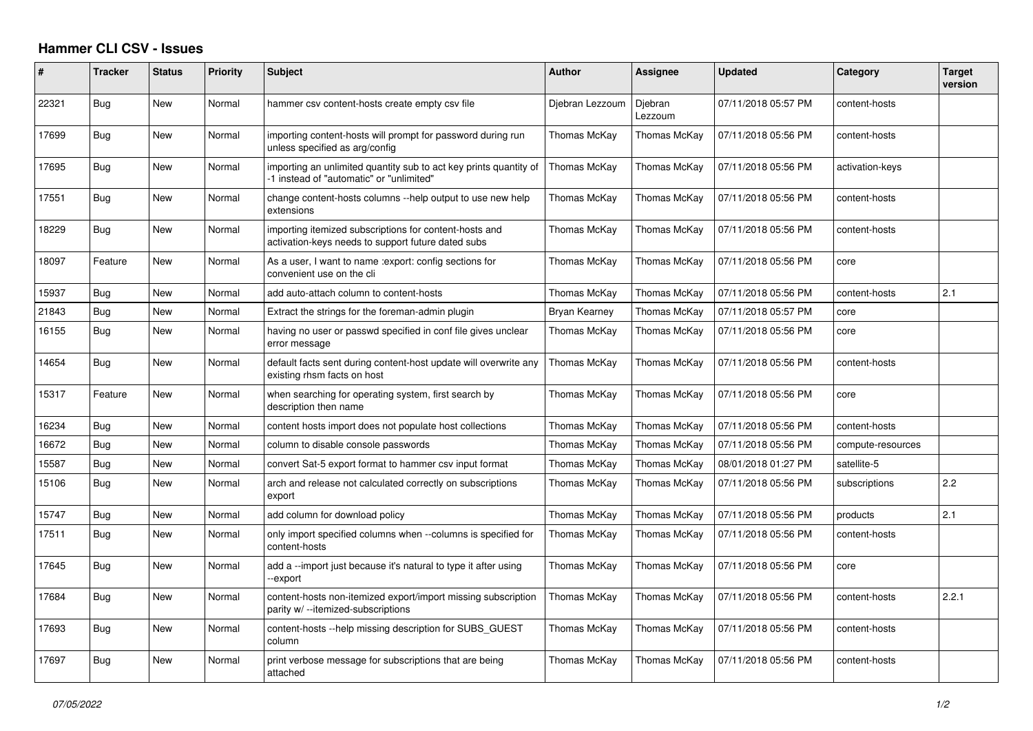# Hammer CLI CSV - Issues

| # | Tracker | Status | Priority | Subject | Author | Assignee | Updated | Category | Target version |
|---|---|---|---|---|---|---|---|---|---|
| 22321 | Bug | New | Normal | hammer csv content-hosts create empty csv file | Djebran Lezzoum | Djebran Lezzoum | 07/11/2018 05:57 PM | content-hosts | |
| 17699 | Bug | New | Normal | importing content-hosts will prompt for password during run unless specified as arg/config | Thomas McKay | Thomas McKay | 07/11/2018 05:56 PM | content-hosts | |
| 17695 | Bug | New | Normal | importing an unlimited quantity sub to act key prints quantity of -1 instead of "automatic" or "unlimited" | Thomas McKay | Thomas McKay | 07/11/2018 05:56 PM | activation-keys | |
| 17551 | Bug | New | Normal | change content-hosts columns --help output to use new help extensions | Thomas McKay | Thomas McKay | 07/11/2018 05:56 PM | content-hosts | |
| 18229 | Bug | New | Normal | importing itemized subscriptions for content-hosts and activation-keys needs to support future dated subs | Thomas McKay | Thomas McKay | 07/11/2018 05:56 PM | content-hosts | |
| 18097 | Feature | New | Normal | As a user, I want to name :export: config sections for convenient use on the cli | Thomas McKay | Thomas McKay | 07/11/2018 05:56 PM | core | |
| 15937 | Bug | New | Normal | add auto-attach column to content-hosts | Thomas McKay | Thomas McKay | 07/11/2018 05:56 PM | content-hosts | 2.1 |
| 21843 | Bug | New | Normal | Extract the strings for the foreman-admin plugin | Bryan Kearney | Thomas McKay | 07/11/2018 05:57 PM | core | |
| 16155 | Bug | New | Normal | having no user or passwd specified in conf file gives unclear error message | Thomas McKay | Thomas McKay | 07/11/2018 05:56 PM | core | |
| 14654 | Bug | New | Normal | default facts sent during content-host update will overwrite any existing rhsm facts on host | Thomas McKay | Thomas McKay | 07/11/2018 05:56 PM | content-hosts | |
| 15317 | Feature | New | Normal | when searching for operating system, first search by description then name | Thomas McKay | Thomas McKay | 07/11/2018 05:56 PM | core | |
| 16234 | Bug | New | Normal | content hosts import does not populate host collections | Thomas McKay | Thomas McKay | 07/11/2018 05:56 PM | content-hosts | |
| 16672 | Bug | New | Normal | column to disable console passwords | Thomas McKay | Thomas McKay | 07/11/2018 05:56 PM | compute-resources | |
| 15587 | Bug | New | Normal | convert Sat-5 export format to hammer csv input format | Thomas McKay | Thomas McKay | 08/01/2018 01:27 PM | satellite-5 | |
| 15106 | Bug | New | Normal | arch and release not calculated correctly on subscriptions export | Thomas McKay | Thomas McKay | 07/11/2018 05:56 PM | subscriptions | 2.2 |
| 15747 | Bug | New | Normal | add column for download policy | Thomas McKay | Thomas McKay | 07/11/2018 05:56 PM | products | 2.1 |
| 17511 | Bug | New | Normal | only import specified columns when --columns is specified for content-hosts | Thomas McKay | Thomas McKay | 07/11/2018 05:56 PM | content-hosts | |
| 17645 | Bug | New | Normal | add a --import just because it's natural to type it after using --export | Thomas McKay | Thomas McKay | 07/11/2018 05:56 PM | core | |
| 17684 | Bug | New | Normal | content-hosts non-itemized export/import missing subscription parity w/ --itemized-subscriptions | Thomas McKay | Thomas McKay | 07/11/2018 05:56 PM | content-hosts | 2.2.1 |
| 17693 | Bug | New | Normal | content-hosts --help missing description for SUBS_GUEST column | Thomas McKay | Thomas McKay | 07/11/2018 05:56 PM | content-hosts | |
| 17697 | Bug | New | Normal | print verbose message for subscriptions that are being attached | Thomas McKay | Thomas McKay | 07/11/2018 05:56 PM | content-hosts | |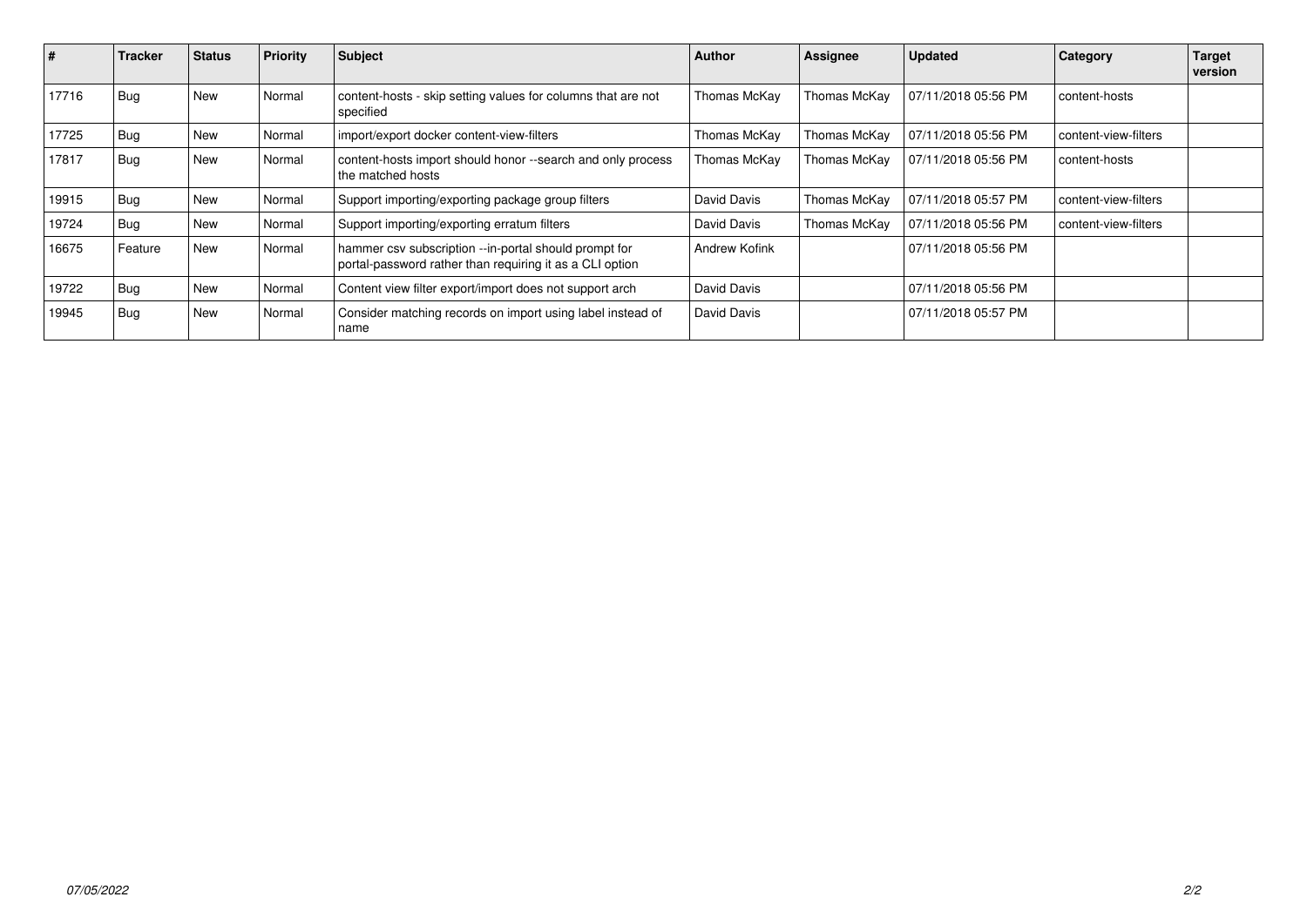| # | Tracker | Status | Priority | Subject | Author | Assignee | Updated | Category | Target version |
|---|---|---|---|---|---|---|---|---|---|
| 17716 | Bug | New | Normal | content-hosts - skip setting values for columns that are not specified | Thomas McKay | Thomas McKay | 07/11/2018 05:56 PM | content-hosts | |
| 17725 | Bug | New | Normal | import/export docker content-view-filters | Thomas McKay | Thomas McKay | 07/11/2018 05:56 PM | content-view-filters | |
| 17817 | Bug | New | Normal | content-hosts import should honor --search and only process the matched hosts | Thomas McKay | Thomas McKay | 07/11/2018 05:56 PM | content-hosts | |
| 19915 | Bug | New | Normal | Support importing/exporting package group filters | David Davis | Thomas McKay | 07/11/2018 05:57 PM | content-view-filters | |
| 19724 | Bug | New | Normal | Support importing/exporting erratum filters | David Davis | Thomas McKay | 07/11/2018 05:56 PM | content-view-filters | |
| 16675 | Feature | New | Normal | hammer csv subscription --in-portal should prompt for portal-password rather than requiring it as a CLI option | Andrew Kofink | | 07/11/2018 05:56 PM | | |
| 19722 | Bug | New | Normal | Content view filter export/import does not support arch | David Davis | | 07/11/2018 05:56 PM | | |
| 19945 | Bug | New | Normal | Consider matching records on import using label instead of name | David Davis | | 07/11/2018 05:57 PM | | |